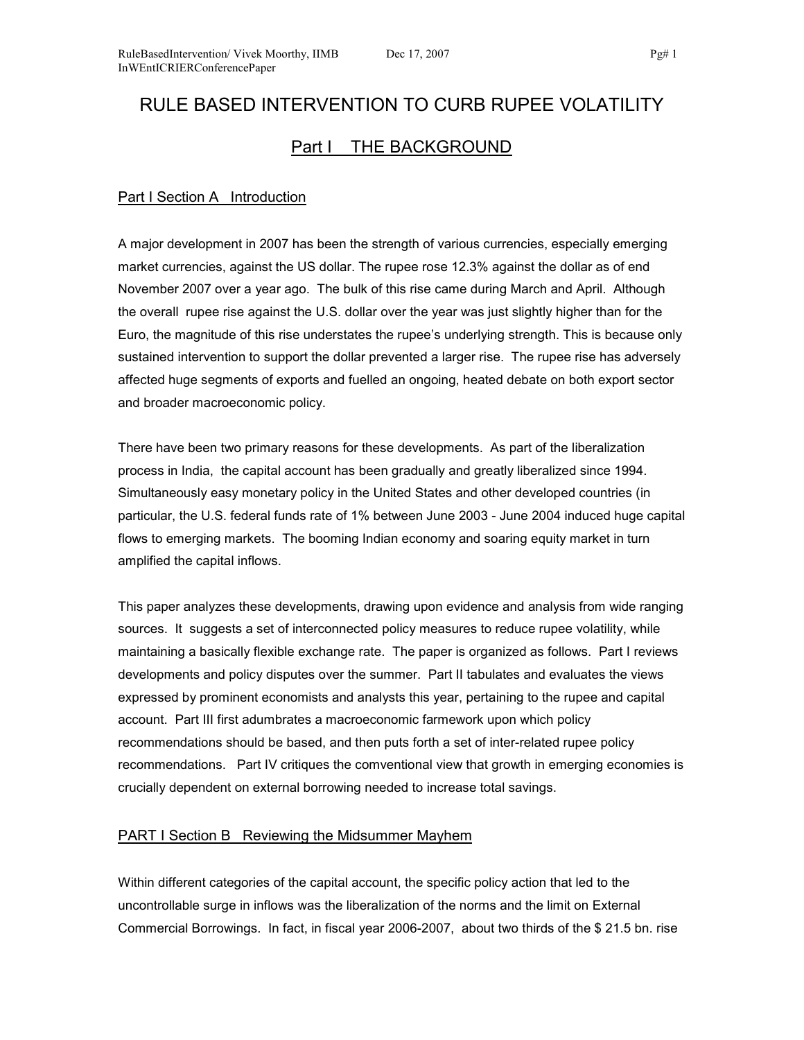# RULE BASED INTERVENTION TO CURB RUPEE VOLATILITY

## Part I THE BACKGROUND

### Part I Section A Introduction

A major development in 2007 has been the strength of various currencies, especially emerging market currencies, against the US dollar. The rupee rose 12.3% against the dollar as of end November 2007 over a year ago. The bulk of this rise came during March and April. Although the overall rupee rise against the U.S. dollar over the year was just slightly higher than for the Euro, the magnitude of this rise understates the rupee's underlying strength. This is because only sustained intervention to support the dollar prevented a larger rise. The rupee rise has adversely affected huge segments of exports and fuelled an ongoing, heated debate on both export sector and broader macroeconomic policy.

There have been two primary reasons for these developments. As part of the liberalization process in India, the capital account has been gradually and greatly liberalized since 1994. Simultaneously easy monetary policy in the United States and other developed countries (in particular, the U.S. federal funds rate of 1% between June 2003 - June 2004 induced huge capital flows to emerging markets. The booming Indian economy and soaring equity market in turn amplified the capital inflows.

This paper analyzes these developments, drawing upon evidence and analysis from wide ranging sources. It suggests a set of interconnected policy measures to reduce rupee volatility, while maintaining a basically flexible exchange rate. The paper is organized as follows. Part I reviews developments and policy disputes over the summer. Part II tabulates and evaluates the views expressed by prominent economists and analysts this year, pertaining to the rupee and capital account. Part III first adumbrates a macroeconomic farmework upon which policy recommendations should be based, and then puts forth a set of inter-related rupee policy recommendations. Part IV critiques the comventional view that growth in emerging economies is crucially dependent on external borrowing needed to increase total savings.

### PART I Section B Reviewing the Midsummer Mayhem

Within different categories of the capital account, the specific policy action that led to the uncontrollable surge in inflows was the liberalization of the norms and the limit on External Commercial Borrowings. In fact, in fiscal year 2006-2007, about two thirds of the $ 21.5 bn. rise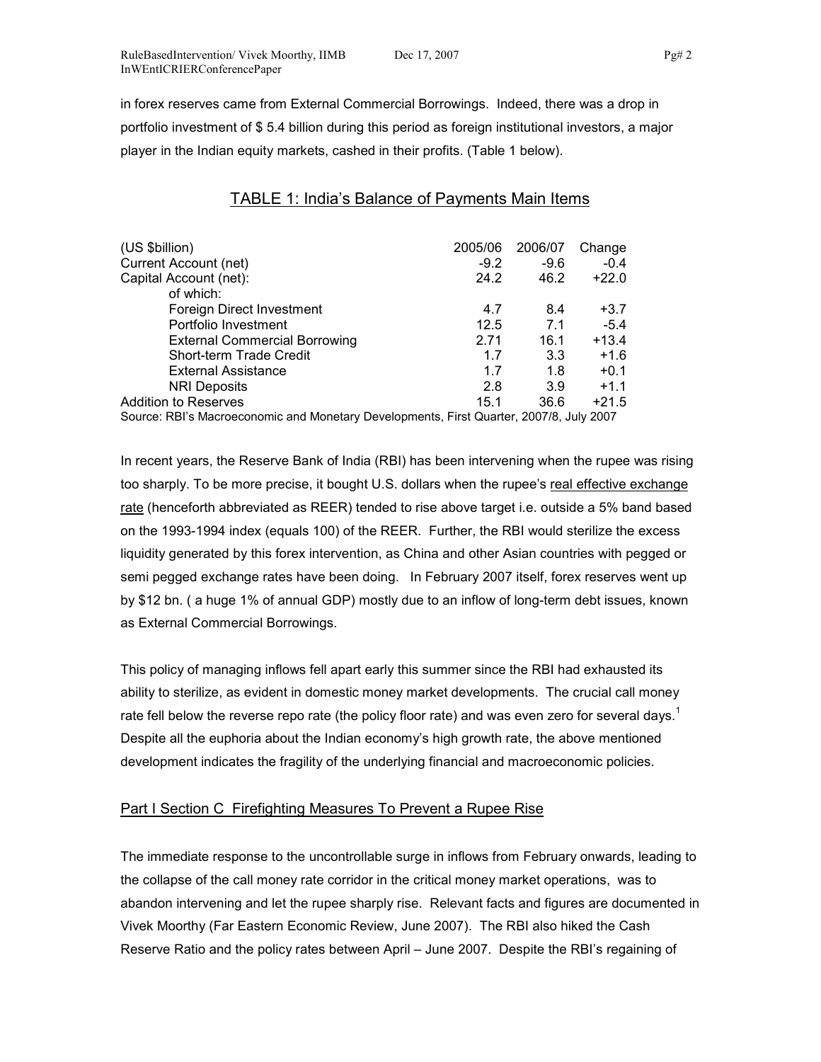in forex reserves came from External Commercial Borrowings. Indeed, there was a drop in portfolio investment of $ 5.4 billion during this period as foreign institutional investors, a major player in the Indian equity markets, cashed in their profits. (Table 1 below).

## TABLE 1: India's Balance of Payments Main Items

| (US $billion) | 2005/06 | 2006/07 | Change |
|---|---|---|---|
| Current Account (net) | -9.2 | -9.6 | -0.4 |
| Capital Account (net): | 24.2 | 46.2 | +22.0 |
| of which: | | | |
| Foreign Direct Investment | 4.7 | 8.4 | +3.7 |
| Portfolio Investment | 12.5 | 7.1 | -5.4 |
| External Commercial Borrowing | 2.71 | 16.1 | +13.4 |
| Short-term Trade Credit | 1.7 | 3.3 | +1.6 |
| External Assistance | 1.7 | 1.8 | +0.1 |
| NRI Deposits | 2.8 | 3.9 | +1.1 |
| Addition to Reserves | 15.1 | 36.6 | +21.5 |

Source: RBI's Macroeconomic and Monetary Developments, First Quarter, 2007/8, July 2007

In recent years, the Reserve Bank of India (RBI) has been intervening when the rupee was rising too sharply. To be more precise, it bought U.S. dollars when the rupee's real effective exchange rate (henceforth abbreviated as REER) tended to rise above target i.e. outside a 5% band based on the 1993-1994 index (equals 100) of the REER. Further, the RBI would sterilize the excess liquidity generated by this forex intervention, as China and other Asian countries with pegged or semi pegged exchange rates have been doing. In February 2007 itself, forex reserves went up by $12 bn. ( a huge 1% of annual GDP) mostly due to an inflow of long-term debt issues, known as External Commercial Borrowings.

This policy of managing inflows fell apart early this summer since the RBI had exhausted its ability to sterilize, as evident in domestic money market developments. The crucial call money rate fell below the reverse repo rate (the policy floor rate) and was even zero for several days.[1] Despite all the euphoria about the Indian economy's high growth rate, the above mentioned development indicates the fragility of the underlying financial and macroeconomic policies.

## Part I Section C Firefighting Measures To Prevent a Rupee Rise

The immediate response to the uncontrollable surge in inflows from February onwards, leading to the collapse of the call money rate corridor in the critical money market operations, was to abandon intervening and let the rupee sharply rise. Relevant facts and figures are documented in Vivek Moorthy (Far Eastern Economic Review, June 2007). The RBI also hiked the Cash Reserve Ratio and the policy rates between April – June 2007. Despite the RBI's regaining of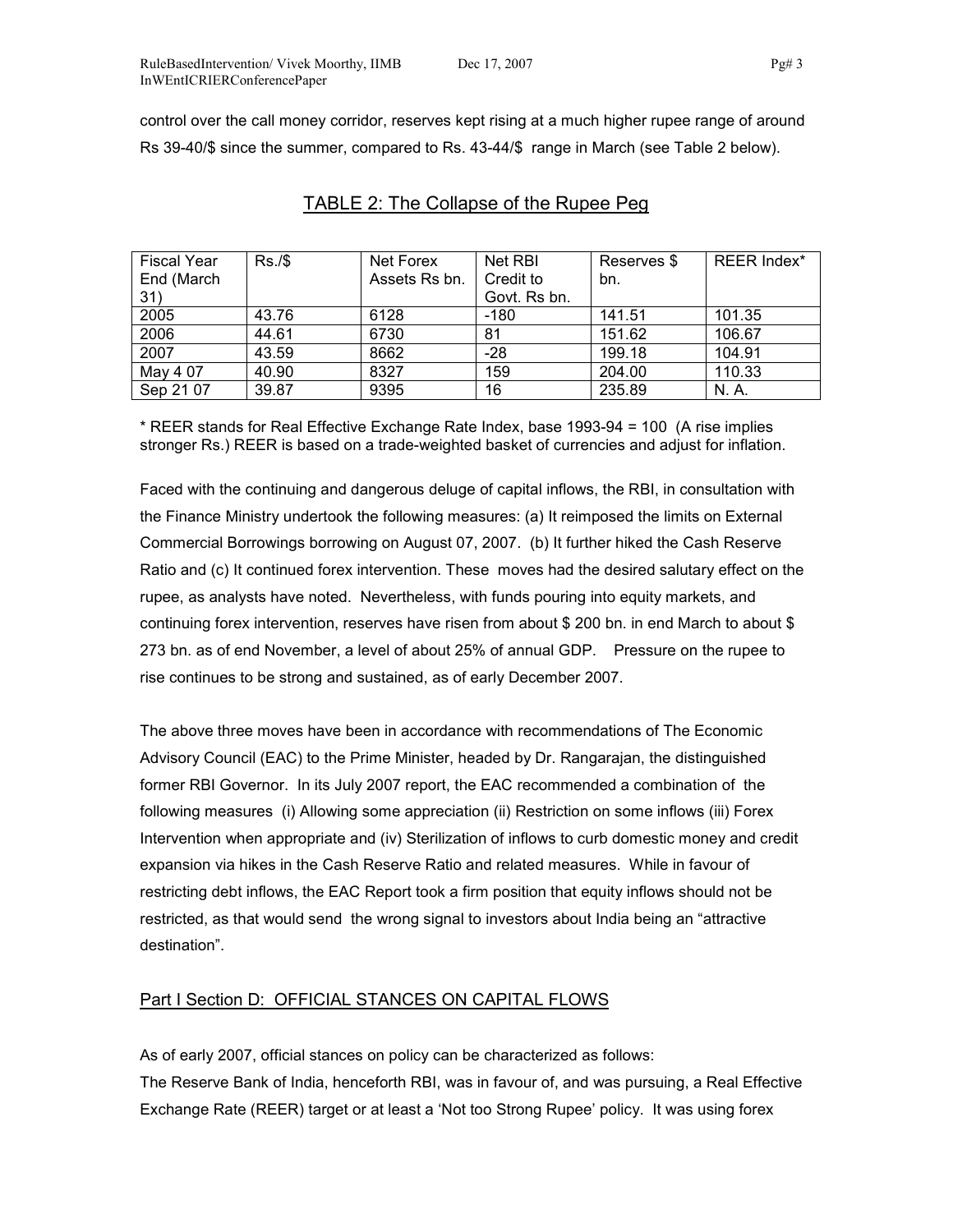control over the call money corridor, reserves kept rising at a much higher rupee range of around Rs 39-40/$ since the summer, compared to Rs. 43-44/$ range in March (see Table 2 below).

## TABLE 2: The Collapse of the Rupee Peg

| Fiscal Year End (March 31) | Rs./$ | Net Forex Assets Rs bn. | Net RBI Credit to Govt. Rs bn. | Reserves $ bn. | REER Index* |
|---|---|---|---|---|---|
| 2005 | 43.76 | 6128 | -180 | 141.51 | 101.35 |
| 2006 | 44.61 | 6730 | 81 | 151.62 | 106.67 |
| 2007 | 43.59 | 8662 | -28 | 199.18 | 104.91 |
| May 4 07 | 40.90 | 8327 | 159 | 204.00 | 110.33 |
| Sep 21 07 | 39.87 | 9395 | 16 | 235.89 | N. A. |

* REER stands for Real Effective Exchange Rate Index, base 1993-94 = 100 (A rise implies stronger Rs.) REER is based on a trade-weighted basket of currencies and adjust for inflation.

Faced with the continuing and dangerous deluge of capital inflows, the RBI, in consultation with the Finance Ministry undertook the following measures: (a) It reimposed the limits on External Commercial Borrowings borrowing on August 07, 2007. (b) It further hiked the Cash Reserve Ratio and (c) It continued forex intervention. These moves had the desired salutary effect on the rupee, as analysts have noted. Nevertheless, with funds pouring into equity markets, and continuing forex intervention, reserves have risen from about $ 200 bn. in end March to about $ 273 bn. as of end November, a level of about 25% of annual GDP. Pressure on the rupee to rise continues to be strong and sustained, as of early December 2007.

The above three moves have been in accordance with recommendations of The Economic Advisory Council (EAC) to the Prime Minister, headed by Dr. Rangarajan, the distinguished former RBI Governor. In its July 2007 report, the EAC recommended a combination of the following measures (i) Allowing some appreciation (ii) Restriction on some inflows (iii) Forex Intervention when appropriate and (iv) Sterilization of inflows to curb domestic money and credit expansion via hikes in the Cash Reserve Ratio and related measures. While in favour of restricting debt inflows, the EAC Report took a firm position that equity inflows should not be restricted, as that would send the wrong signal to investors about India being an "attractive destination".

## Part I Section D: OFFICIAL STANCES ON CAPITAL FLOWS

As of early 2007, official stances on policy can be characterized as follows:
The Reserve Bank of India, henceforth RBI, was in favour of, and was pursuing, a Real Effective Exchange Rate (REER) target or at least a 'Not too Strong Rupee' policy. It was using forex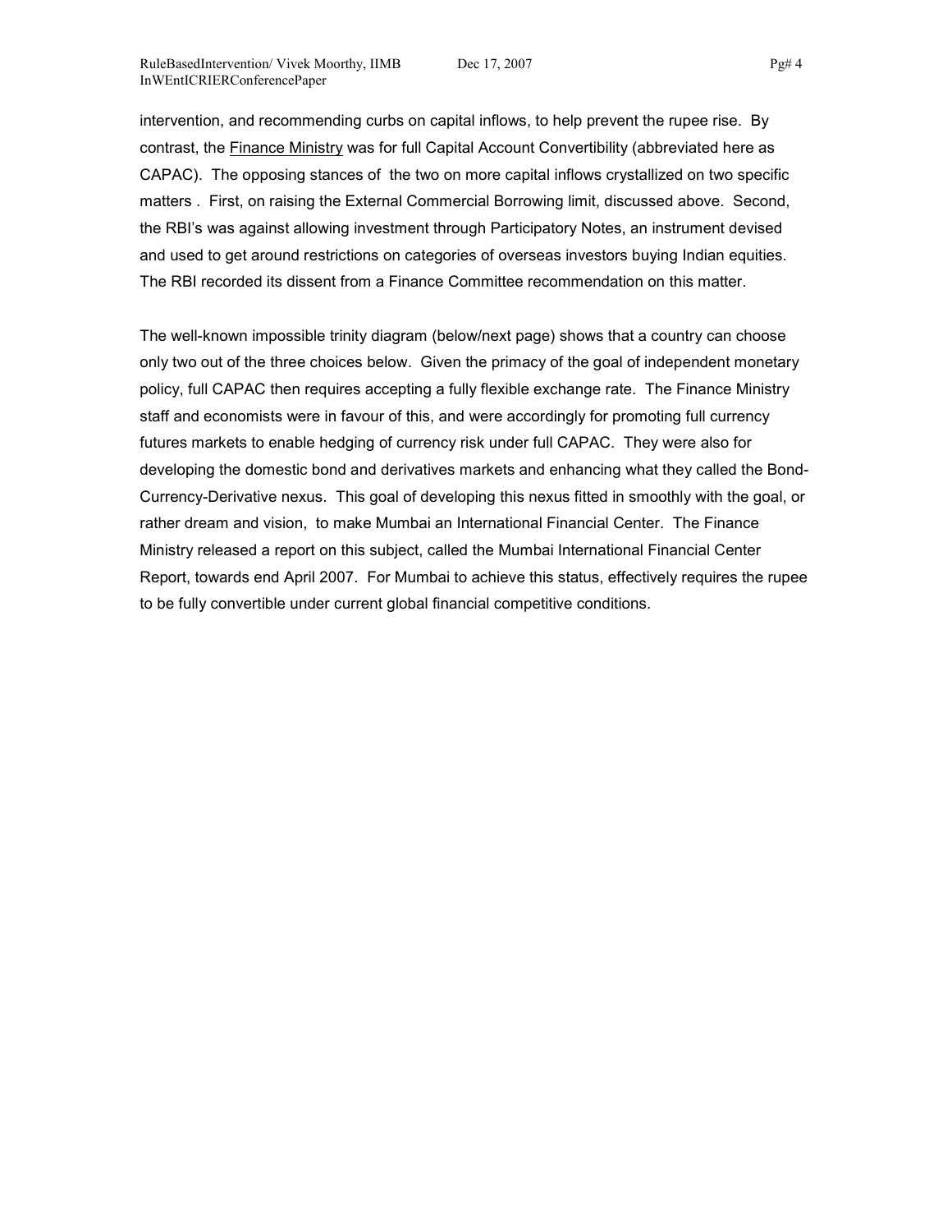intervention, and recommending curbs on capital inflows, to help prevent the rupee rise. By contrast, the Finance Ministry was for full Capital Account Convertibility (abbreviated here as CAPAC). The opposing stances of the two on more capital inflows crystallized on two specific matters . First, on raising the External Commercial Borrowing limit, discussed above. Second, the RBI's was against allowing investment through Participatory Notes, an instrument devised and used to get around restrictions on categories of overseas investors buying Indian equities. The RBI recorded its dissent from a Finance Committee recommendation on this matter.

The well-known impossible trinity diagram (below/next page) shows that a country can choose only two out of the three choices below. Given the primacy of the goal of independent monetary policy, full CAPAC then requires accepting a fully flexible exchange rate. The Finance Ministry staff and economists were in favour of this, and were accordingly for promoting full currency futures markets to enable hedging of currency risk under full CAPAC. They were also for developing the domestic bond and derivatives markets and enhancing what they called the Bond-Currency-Derivative nexus. This goal of developing this nexus fitted in smoothly with the goal, or rather dream and vision, to make Mumbai an International Financial Center. The Finance Ministry released a report on this subject, called the Mumbai International Financial Center Report, towards end April 2007. For Mumbai to achieve this status, effectively requires the rupee to be fully convertible under current global financial competitive conditions.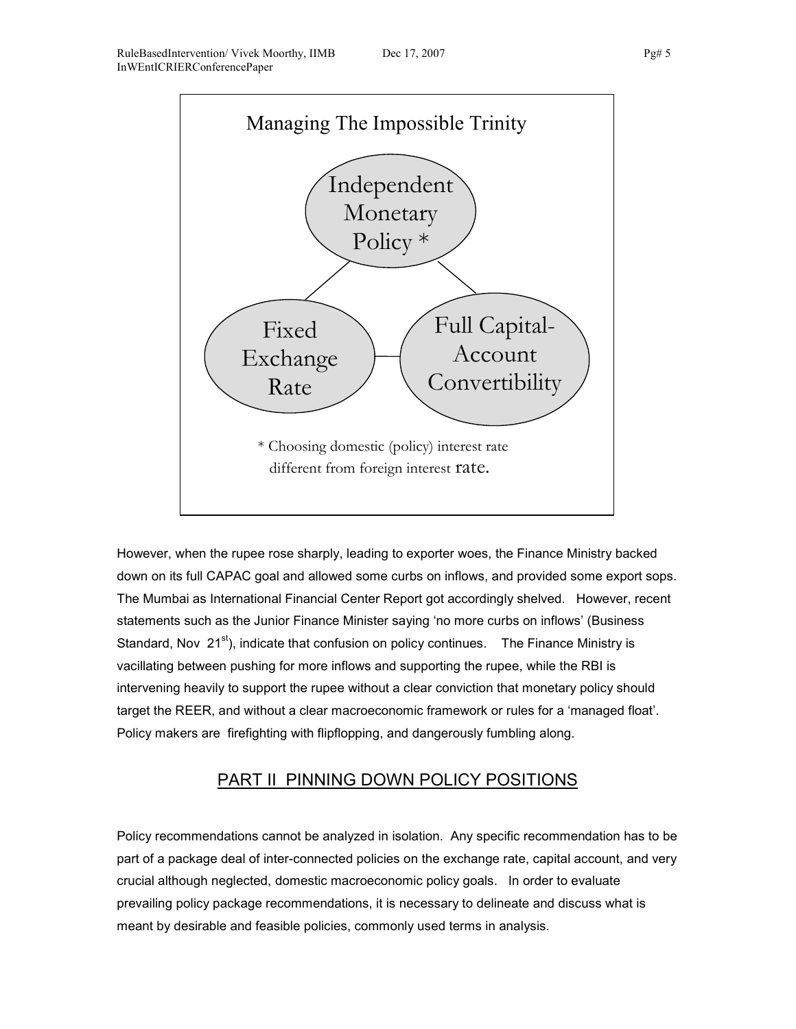Managing The Impossible Trinity

Independent Monetary Policy *

Fixed Exchange Rate

Full Capital-Account Convertibility

* Choosing domestic (policy) interest rate different from foreign interest rate.

However, when the rupee rose sharply, leading to exporter woes, the Finance Ministry backed down on its full CAPAC goal and allowed some curbs on inflows, and provided some export sops. The Mumbai as International Financial Center Report got accordingly shelved. However, recent statements such as the Junior Finance Minister saying 'no more curbs on inflows' (Business Standard, Nov 21st), indicate that confusion on policy continues. The Finance Ministry is vacillating between pushing for more inflows and supporting the rupee, while the RBI is intervening heavily to support the rupee without a clear conviction that monetary policy should target the REER, and without a clear macroeconomic framework or rules for a 'managed float'. Policy makers are firefighting with flipflopping, and dangerously fumbling along.

## PART II PINNING DOWN POLICY POSITIONS

Policy recommendations cannot be analyzed in isolation. Any specific recommendation has to be part of a package deal of inter-connected policies on the exchange rate, capital account, and very crucial although neglected, domestic macroeconomic policy goals. In order to evaluate prevailing policy package recommendations, it is necessary to delineate and discuss what is meant by desirable and feasible policies, commonly used terms in analysis.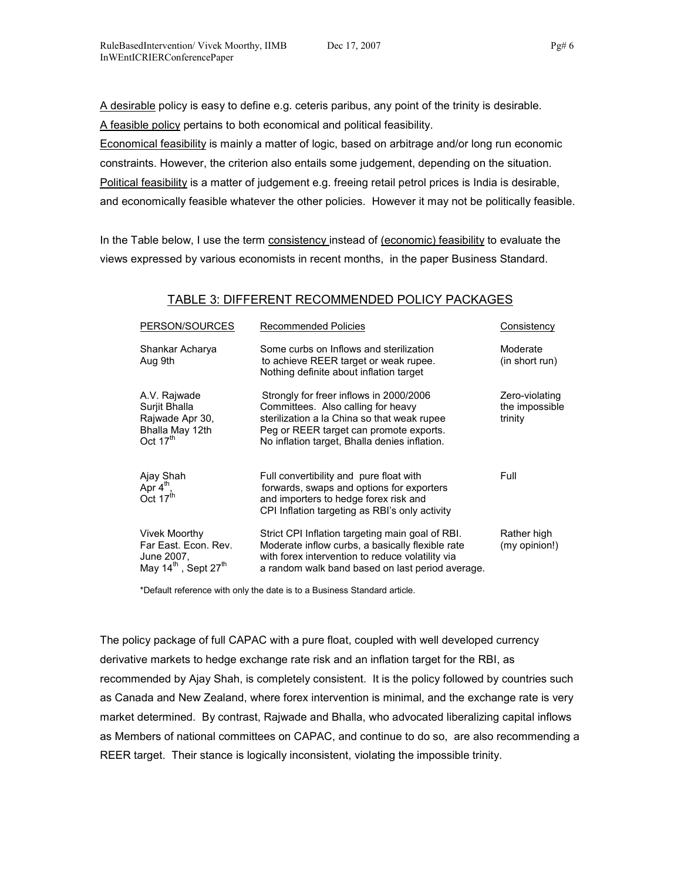A desirable policy is easy to define e.g. ceteris paribus, any point of the trinity is desirable.
A feasible policy pertains to both economical and political feasibility.
Economical feasibility is mainly a matter of logic, based on arbitrage and/or long run economic constraints. However, the criterion also entails some judgement, depending on the situation.
Political feasibility is a matter of judgement e.g. freeing retail petrol prices is India is desirable, and economically feasible whatever the other policies. However it may not be politically feasible.

In the Table below, I use the term consistency instead of (economic) feasibility to evaluate the views expressed by various economists in recent months, in the paper Business Standard.

## TABLE 3: DIFFERENT RECOMMENDED POLICY PACKAGES

| PERSON/SOURCES | Recommended Policies | Consistency |
|---|---|---|
| Shankar Acharya Aug 9th | Some curbs on Inflows and sterilization to achieve REER target or weak rupee. Nothing definite about inflation target | Moderate (in short run) |
| A.V. Rajwade Surjit Bhalla Rajwade Apr 30, Bhalla May 12th Oct 17th | Strongly for freer inflows in 2000/2006 Committees. Also calling for heavy sterilization a la China so that weak rupee Peg or REER target can promote exports. No inflation target, Bhalla denies inflation. | Zero-violating the impossible trinity |
| Ajay Shah Apr 4th, Oct 17th | Full convertibility and pure float with forwards, swaps and options for exporters and importers to hedge forex risk and CPI Inflation targeting as RBI's only activity | Full |
| Vivek Moorthy Far East. Econ. Rev. June 2007, May 14th, Sept 27th | Strict CPI Inflation targeting main goal of RBI. Moderate inflow curbs, a basically flexible rate with forex intervention to reduce volatility via a random walk band based on last period average. | Rather high (my opinion!) |

*Default reference with only the date is to a Business Standard article.

The policy package of full CAPAC with a pure float, coupled with well developed currency derivative markets to hedge exchange rate risk and an inflation target for the RBI, as recommended by Ajay Shah, is completely consistent. It is the policy followed by countries such as Canada and New Zealand, where forex intervention is minimal, and the exchange rate is very market determined. By contrast, Rajwade and Bhalla, who advocated liberalizing capital inflows as Members of national committees on CAPAC, and continue to do so, are also recommending a REER target. Their stance is logically inconsistent, violating the impossible trinity.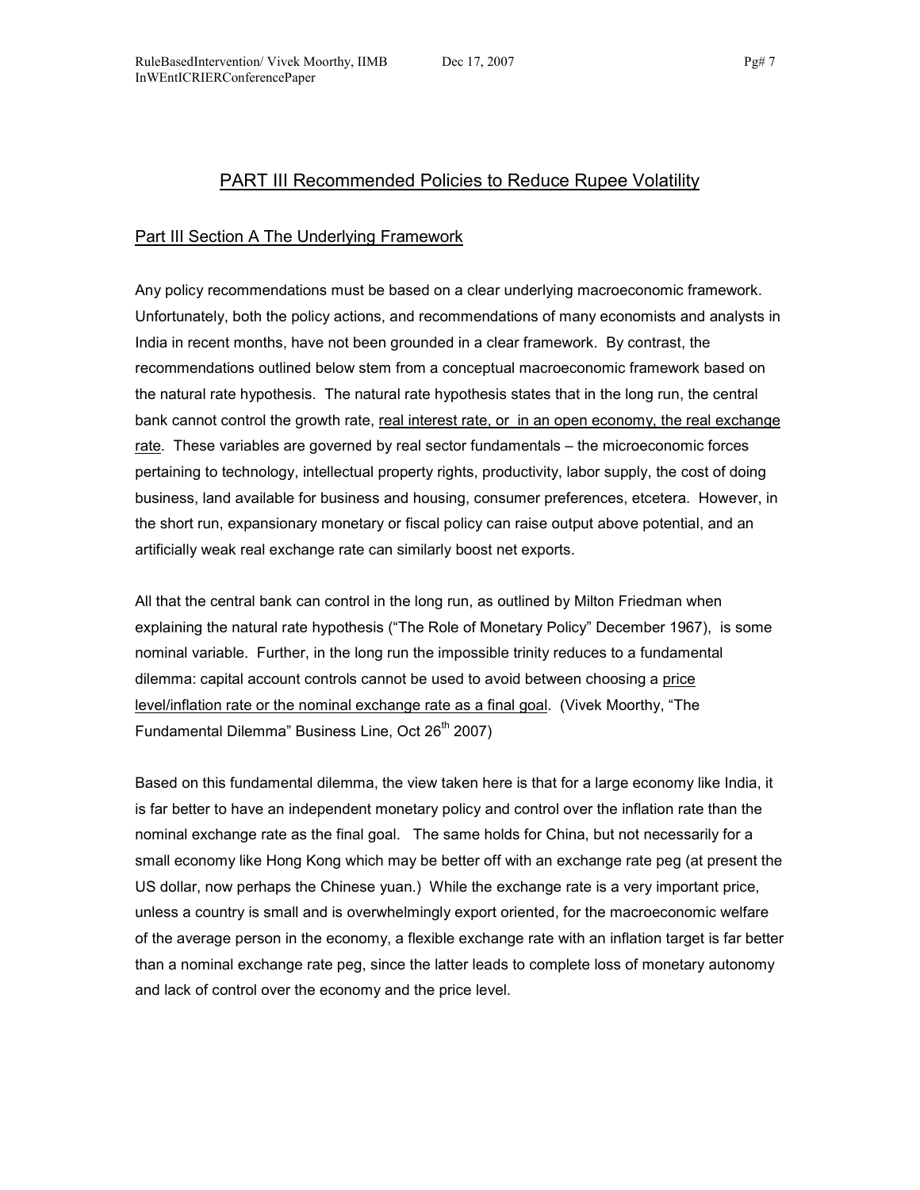## PART III Recommended Policies to Reduce Rupee Volatility

### Part III Section A The Underlying Framework

Any policy recommendations must be based on a clear underlying macroeconomic framework. Unfortunately, both the policy actions, and recommendations of many economists and analysts in India in recent months, have not been grounded in a clear framework. By contrast, the recommendations outlined below stem from a conceptual macroeconomic framework based on the natural rate hypothesis. The natural rate hypothesis states that in the long run, the central bank cannot control the growth rate, real interest rate, or in an open economy, the real exchange rate. These variables are governed by real sector fundamentals – the microeconomic forces pertaining to technology, intellectual property rights, productivity, labor supply, the cost of doing business, land available for business and housing, consumer preferences, etcetera. However, in the short run, expansionary monetary or fiscal policy can raise output above potential, and an artificially weak real exchange rate can similarly boost net exports.

All that the central bank can control in the long run, as outlined by Milton Friedman when explaining the natural rate hypothesis ("The Role of Monetary Policy" December 1967), is some nominal variable. Further, in the long run the impossible trinity reduces to a fundamental dilemma: capital account controls cannot be used to avoid between choosing a price level/inflation rate or the nominal exchange rate as a final goal. (Vivek Moorthy, "The Fundamental Dilemma" Business Line, Oct 26th 2007)

Based on this fundamental dilemma, the view taken here is that for a large economy like India, it is far better to have an independent monetary policy and control over the inflation rate than the nominal exchange rate as the final goal. The same holds for China, but not necessarily for a small economy like Hong Kong which may be better off with an exchange rate peg (at present the US dollar, now perhaps the Chinese yuan.) While the exchange rate is a very important price, unless a country is small and is overwhelmingly export oriented, for the macroeconomic welfare of the average person in the economy, a flexible exchange rate with an inflation target is far better than a nominal exchange rate peg, since the latter leads to complete loss of monetary autonomy and lack of control over the economy and the price level.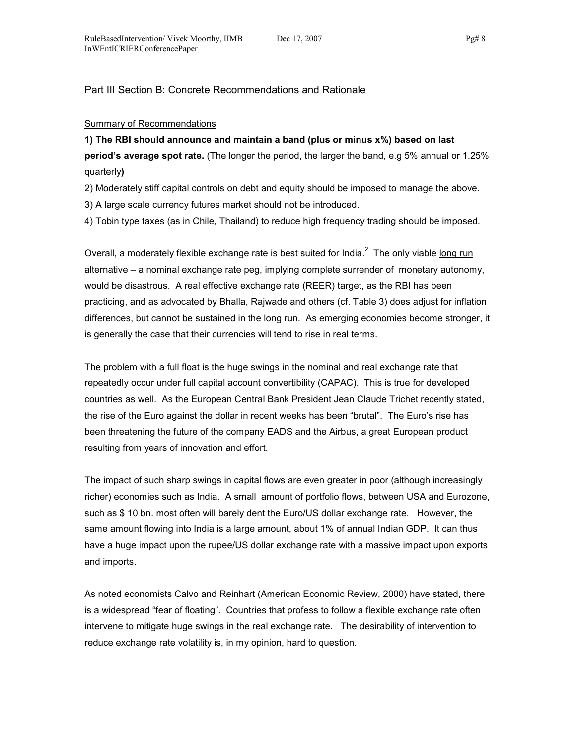## Part III Section B: Concrete Recommendations and Rationale

### Summary of Recommendations

**1) The RBI should announce and maintain a band (plus or minus x%) based on last period's average spot rate.** (The longer the period, the larger the band, e.g 5% annual or 1.25% quarterly**)**

2) Moderately stiff capital controls on debt and equity should be imposed to manage the above.

3) A large scale currency futures market should not be introduced.

4) Tobin type taxes (as in Chile, Thailand) to reduce high frequency trading should be imposed.

Overall, a moderately flexible exchange rate is best suited for India.[2] The only viable long run alternative – a nominal exchange rate peg, implying complete surrender of monetary autonomy, would be disastrous. A real effective exchange rate (REER) target, as the RBI has been practicing, and as advocated by Bhalla, Rajwade and others (cf. Table 3) does adjust for inflation differences, but cannot be sustained in the long run. As emerging economies become stronger, it is generally the case that their currencies will tend to rise in real terms.

The problem with a full float is the huge swings in the nominal and real exchange rate that repeatedly occur under full capital account convertibility (CAPAC). This is true for developed countries as well. As the European Central Bank President Jean Claude Trichet recently stated, the rise of the Euro against the dollar in recent weeks has been "brutal". The Euro's rise has been threatening the future of the company EADS and the Airbus, a great European product resulting from years of innovation and effort.

The impact of such sharp swings in capital flows are even greater in poor (although increasingly richer) economies such as India. A small amount of portfolio flows, between USA and Eurozone, such as $ 10 bn. most often will barely dent the Euro/US dollar exchange rate. However, the same amount flowing into India is a large amount, about 1% of annual Indian GDP. It can thus have a huge impact upon the rupee/US dollar exchange rate with a massive impact upon exports and imports.

As noted economists Calvo and Reinhart (American Economic Review, 2000) have stated, there is a widespread "fear of floating". Countries that profess to follow a flexible exchange rate often intervene to mitigate huge swings in the real exchange rate. The desirability of intervention to reduce exchange rate volatility is, in my opinion, hard to question.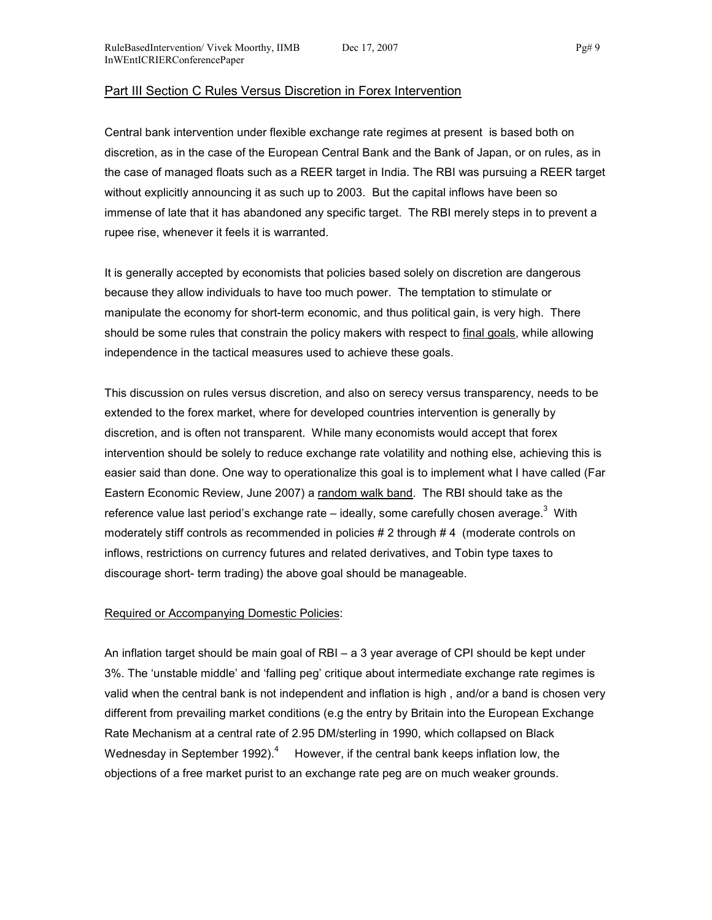## Part III Section C Rules Versus Discretion in Forex Intervention

Central bank intervention under flexible exchange rate regimes at present is based both on discretion, as in the case of the European Central Bank and the Bank of Japan, or on rules, as in the case of managed floats such as a REER target in India. The RBI was pursuing a REER target without explicitly announcing it as such up to 2003. But the capital inflows have been so immense of late that it has abandoned any specific target. The RBI merely steps in to prevent a rupee rise, whenever it feels it is warranted.

It is generally accepted by economists that policies based solely on discretion are dangerous because they allow individuals to have too much power. The temptation to stimulate or manipulate the economy for short-term economic, and thus political gain, is very high. There should be some rules that constrain the policy makers with respect to final goals, while allowing independence in the tactical measures used to achieve these goals.

This discussion on rules versus discretion, and also on serecy versus transparency, needs to be extended to the forex market, where for developed countries intervention is generally by discretion, and is often not transparent. While many economists would accept that forex intervention should be solely to reduce exchange rate volatility and nothing else, achieving this is easier said than done. One way to operationalize this goal is to implement what I have called (Far Eastern Economic Review, June 2007) a random walk band. The RBI should take as the reference value last period's exchange rate – ideally, some carefully chosen average.[3] With moderately stiff controls as recommended in policies # 2 through # 4 (moderate controls on inflows, restrictions on currency futures and related derivatives, and Tobin type taxes to discourage short- term trading) the above goal should be manageable.

Required or Accompanying Domestic Policies:

An inflation target should be main goal of RBI – a 3 year average of CPI should be kept under 3%. The 'unstable middle' and 'falling peg' critique about intermediate exchange rate regimes is valid when the central bank is not independent and inflation is high , and/or a band is chosen very different from prevailing market conditions (e.g the entry by Britain into the European Exchange Rate Mechanism at a central rate of 2.95 DM/sterling in 1990, which collapsed on Black Wednesday in September 1992).[4] However, if the central bank keeps inflation low, the objections of a free market purist to an exchange rate peg are on much weaker grounds.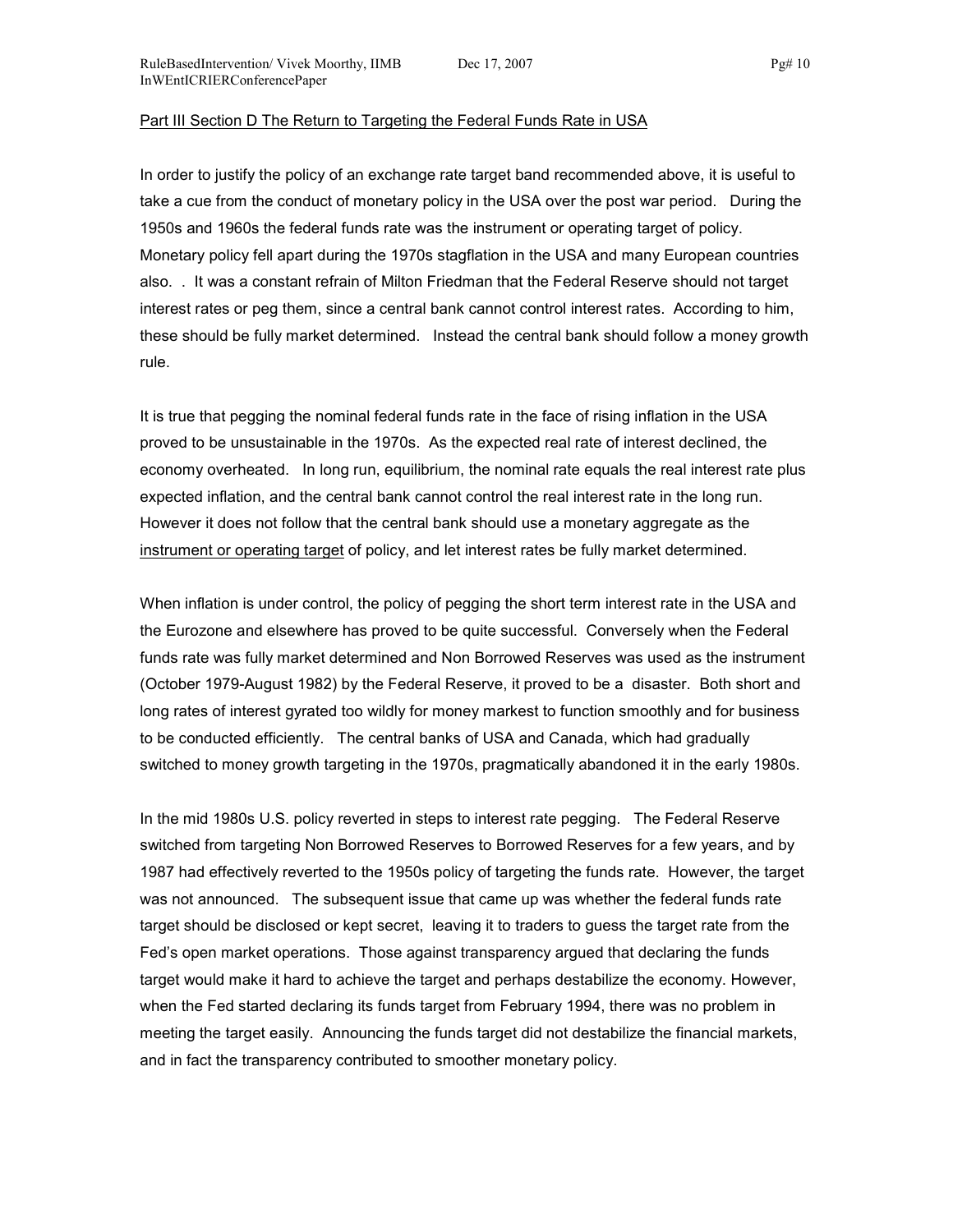Part III Section D The Return to Targeting the Federal Funds Rate in USA

In order to justify the policy of an exchange rate target band recommended above, it is useful to take a cue from the conduct of monetary policy in the USA over the post war period. During the 1950s and 1960s the federal funds rate was the instrument or operating target of policy. Monetary policy fell apart during the 1970s stagflation in the USA and many European countries also. . It was a constant refrain of Milton Friedman that the Federal Reserve should not target interest rates or peg them, since a central bank cannot control interest rates. According to him, these should be fully market determined. Instead the central bank should follow a money growth rule.

It is true that pegging the nominal federal funds rate in the face of rising inflation in the USA proved to be unsustainable in the 1970s. As the expected real rate of interest declined, the economy overheated. In long run, equilibrium, the nominal rate equals the real interest rate plus expected inflation, and the central bank cannot control the real interest rate in the long run. However it does not follow that the central bank should use a monetary aggregate as the instrument or operating target of policy, and let interest rates be fully market determined.

When inflation is under control, the policy of pegging the short term interest rate in the USA and the Eurozone and elsewhere has proved to be quite successful. Conversely when the Federal funds rate was fully market determined and Non Borrowed Reserves was used as the instrument (October 1979-August 1982) by the Federal Reserve, it proved to be a disaster. Both short and long rates of interest gyrated too wildly for money markest to function smoothly and for business to be conducted efficiently. The central banks of USA and Canada, which had gradually switched to money growth targeting in the 1970s, pragmatically abandoned it in the early 1980s.

In the mid 1980s U.S. policy reverted in steps to interest rate pegging. The Federal Reserve switched from targeting Non Borrowed Reserves to Borrowed Reserves for a few years, and by 1987 had effectively reverted to the 1950s policy of targeting the funds rate. However, the target was not announced. The subsequent issue that came up was whether the federal funds rate target should be disclosed or kept secret, leaving it to traders to guess the target rate from the Fed's open market operations. Those against transparency argued that declaring the funds target would make it hard to achieve the target and perhaps destabilize the economy. However, when the Fed started declaring its funds target from February 1994, there was no problem in meeting the target easily. Announcing the funds target did not destabilize the financial markets, and in fact the transparency contributed to smoother monetary policy.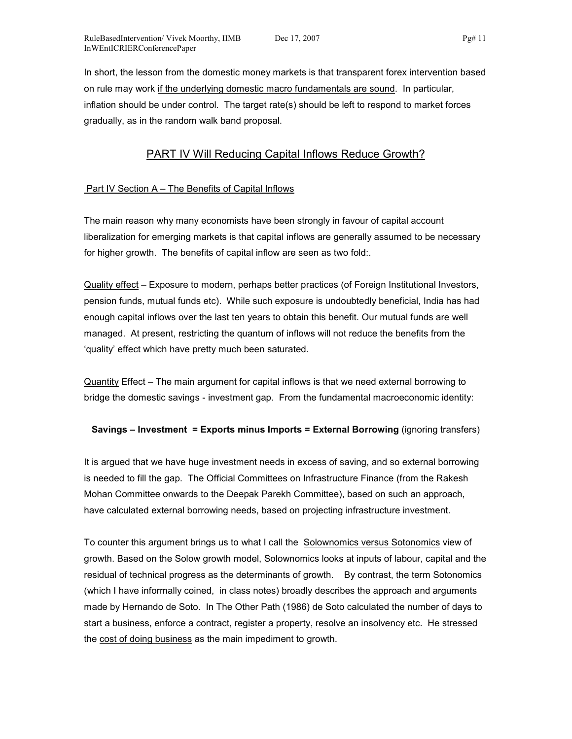In short, the lesson from the domestic money markets is that transparent forex intervention based on rule may work <u>if the underlying domestic macro fundamentals are sound</u>. In particular, inflation should be under control. The target rate(s) should be left to respond to market forces gradually, as in the random walk band proposal.

## PART IV Will Reducing Capital Inflows Reduce Growth?

### Part IV Section A – The Benefits of Capital Inflows

The main reason why many economists have been strongly in favour of capital account liberalization for emerging markets is that capital inflows are generally assumed to be necessary for higher growth. The benefits of capital inflow are seen as two fold:.

<u>Quality effect</u> – Exposure to modern, perhaps better practices (of Foreign Institutional Investors, pension funds, mutual funds etc). While such exposure is undoubtedly beneficial, India has had enough capital inflows over the last ten years to obtain this benefit. Our mutual funds are well managed. At present, restricting the quantum of inflows will not reduce the benefits from the 'quality' effect which have pretty much been saturated.

<u>Quantity</u> Effect – The main argument for capital inflows is that we need external borrowing to bridge the domestic savings - investment gap. From the fundamental macroeconomic identity:

**Savings – Investment = Exports minus Imports = External Borrowing** (ignoring transfers)

It is argued that we have huge investment needs in excess of saving, and so external borrowing is needed to fill the gap. The Official Committees on Infrastructure Finance (from the Rakesh Mohan Committee onwards to the Deepak Parekh Committee), based on such an approach, have calculated external borrowing needs, based on projecting infrastructure investment.

To counter this argument brings us to what I call the <u>Solownomics versus Sotonomics</u> view of growth. Based on the Solow growth model, Solownomics looks at inputs of labour, capital and the residual of technical progress as the determinants of growth. By contrast, the term Sotonomics (which I have informally coined, in class notes) broadly describes the approach and arguments made by Hernando de Soto. In The Other Path (1986) de Soto calculated the number of days to start a business, enforce a contract, register a property, resolve an insolvency etc. He stressed the <u>cost of doing business</u> as the main impediment to growth.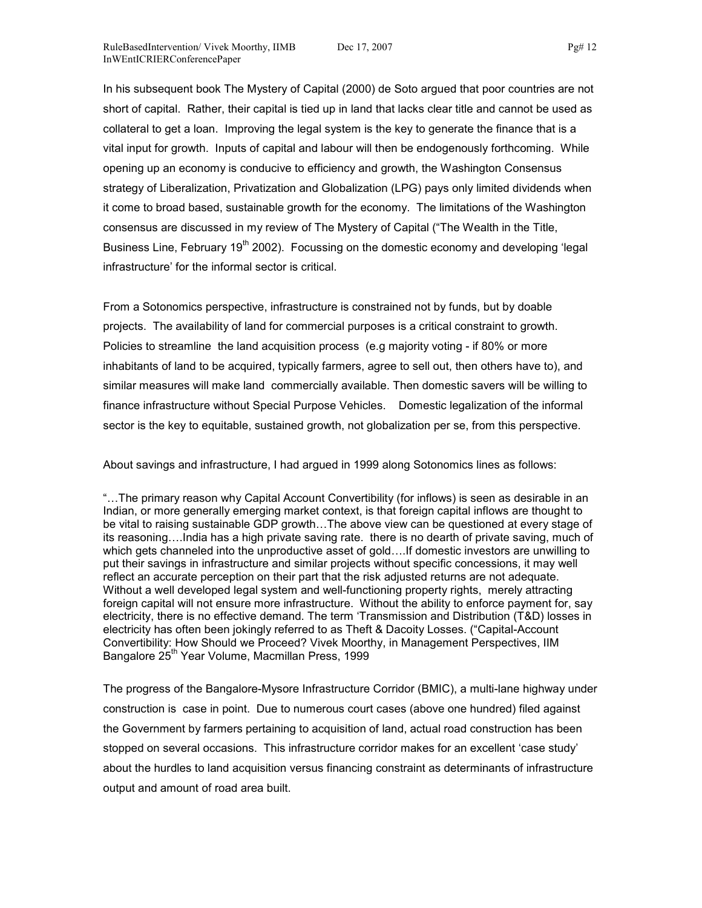In his subsequent book The Mystery of Capital (2000) de Soto argued that poor countries are not short of capital. Rather, their capital is tied up in land that lacks clear title and cannot be used as collateral to get a loan. Improving the legal system is the key to generate the finance that is a vital input for growth. Inputs of capital and labour will then be endogenously forthcoming. While opening up an economy is conducive to efficiency and growth, the Washington Consensus strategy of Liberalization, Privatization and Globalization (LPG) pays only limited dividends when it come to broad based, sustainable growth for the economy. The limitations of the Washington consensus are discussed in my review of The Mystery of Capital ("The Wealth in the Title, Business Line, February 19th 2002). Focussing on the domestic economy and developing 'legal infrastructure' for the informal sector is critical.

From a Sotonomics perspective, infrastructure is constrained not by funds, but by doable projects. The availability of land for commercial purposes is a critical constraint to growth. Policies to streamline the land acquisition process (e.g majority voting - if 80% or more inhabitants of land to be acquired, typically farmers, agree to sell out, then others have to), and similar measures will make land commercially available. Then domestic savers will be willing to finance infrastructure without Special Purpose Vehicles. Domestic legalization of the informal sector is the key to equitable, sustained growth, not globalization per se, from this perspective.

About savings and infrastructure, I had argued in 1999 along Sotonomics lines as follows:

"…The primary reason why Capital Account Convertibility (for inflows) is seen as desirable in an Indian, or more generally emerging market context, is that foreign capital inflows are thought to be vital to raising sustainable GDP growth…The above view can be questioned at every stage of its reasoning….India has a high private saving rate. there is no dearth of private saving, much of which gets channeled into the unproductive asset of gold….If domestic investors are unwilling to put their savings in infrastructure and similar projects without specific concessions, it may well reflect an accurate perception on their part that the risk adjusted returns are not adequate. Without a well developed legal system and well-functioning property rights, merely attracting foreign capital will not ensure more infrastructure. Without the ability to enforce payment for, say electricity, there is no effective demand. The term 'Transmission and Distribution (T&D) losses in electricity has often been jokingly referred to as Theft & Dacoity Losses. ("Capital-Account Convertibility: How Should we Proceed? Vivek Moorthy, in Management Perspectives, IIM Bangalore 25th Year Volume, Macmillan Press, 1999

The progress of the Bangalore-Mysore Infrastructure Corridor (BMIC), a multi-lane highway under construction is case in point. Due to numerous court cases (above one hundred) filed against the Government by farmers pertaining to acquisition of land, actual road construction has been stopped on several occasions. This infrastructure corridor makes for an excellent 'case study' about the hurdles to land acquisition versus financing constraint as determinants of infrastructure output and amount of road area built.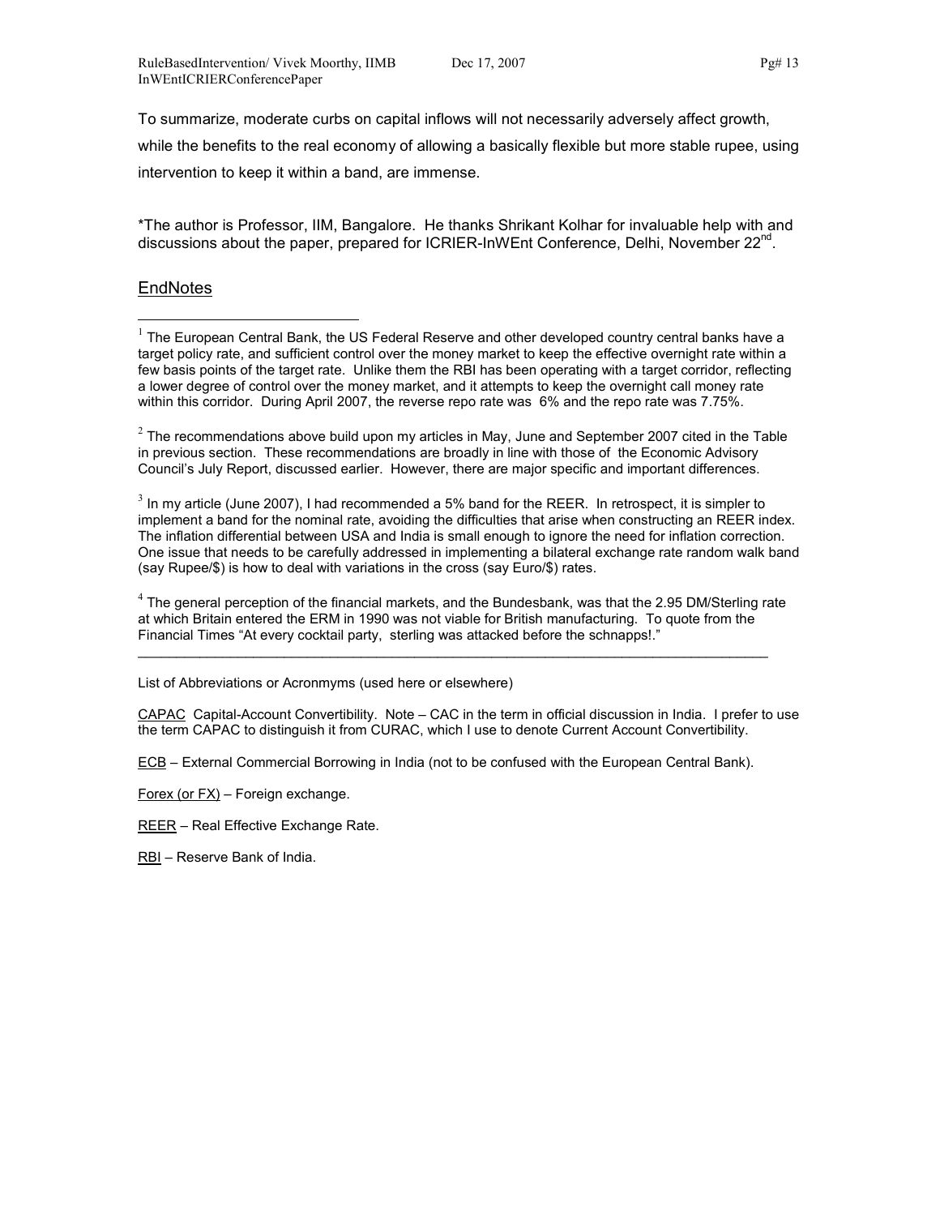To summarize, moderate curbs on capital inflows will not necessarily adversely affect growth, while the benefits to the real economy of allowing a basically flexible but more stable rupee, using intervention to keep it within a band, are immense.

*The author is Professor, IIM, Bangalore. He thanks Shrikant Kolhar for invaluable help with and discussions about the paper, prepared for ICRIER-InWEnt Conference, Delhi, November 22nd.

## EndNotes

[1] The European Central Bank, the US Federal Reserve and other developed country central banks have a target policy rate, and sufficient control over the money market to keep the effective overnight rate within a few basis points of the target rate. Unlike them the RBI has been operating with a target corridor, reflecting a lower degree of control over the money market, and it attempts to keep the overnight call money rate within this corridor. During April 2007, the reverse repo rate was 6% and the repo rate was 7.75%.

[2] The recommendations above build upon my articles in May, June and September 2007 cited in the Table in previous section. These recommendations are broadly in line with those of the Economic Advisory Council's July Report, discussed earlier. However, there are major specific and important differences.

[3] In my article (June 2007), I had recommended a 5% band for the REER. In retrospect, it is simpler to implement a band for the nominal rate, avoiding the difficulties that arise when constructing an REER index. The inflation differential between USA and India is small enough to ignore the need for inflation correction. One issue that needs to be carefully addressed in implementing a bilateral exchange rate random walk band (say Rupee/$) is how to deal with variations in the cross (say Euro/$) rates.

[4] The general perception of the financial markets, and the Bundesbank, was that the 2.95 DM/Sterling rate at which Britain entered the ERM in 1990 was not viable for British manufacturing. To quote from the Financial Times "At every cocktail party, sterling was attacked before the schnapps!."

---

List of Abbreviations or Acronmyms (used here or elsewhere)

CAPAC Capital-Account Convertibility. Note – CAC in the term in official discussion in India. I prefer to use the term CAPAC to distinguish it from CURAC, which I use to denote Current Account Convertibility.

ECB – External Commercial Borrowing in India (not to be confused with the European Central Bank).

Forex (or FX) – Foreign exchange.

REER – Real Effective Exchange Rate.

RBI – Reserve Bank of India.